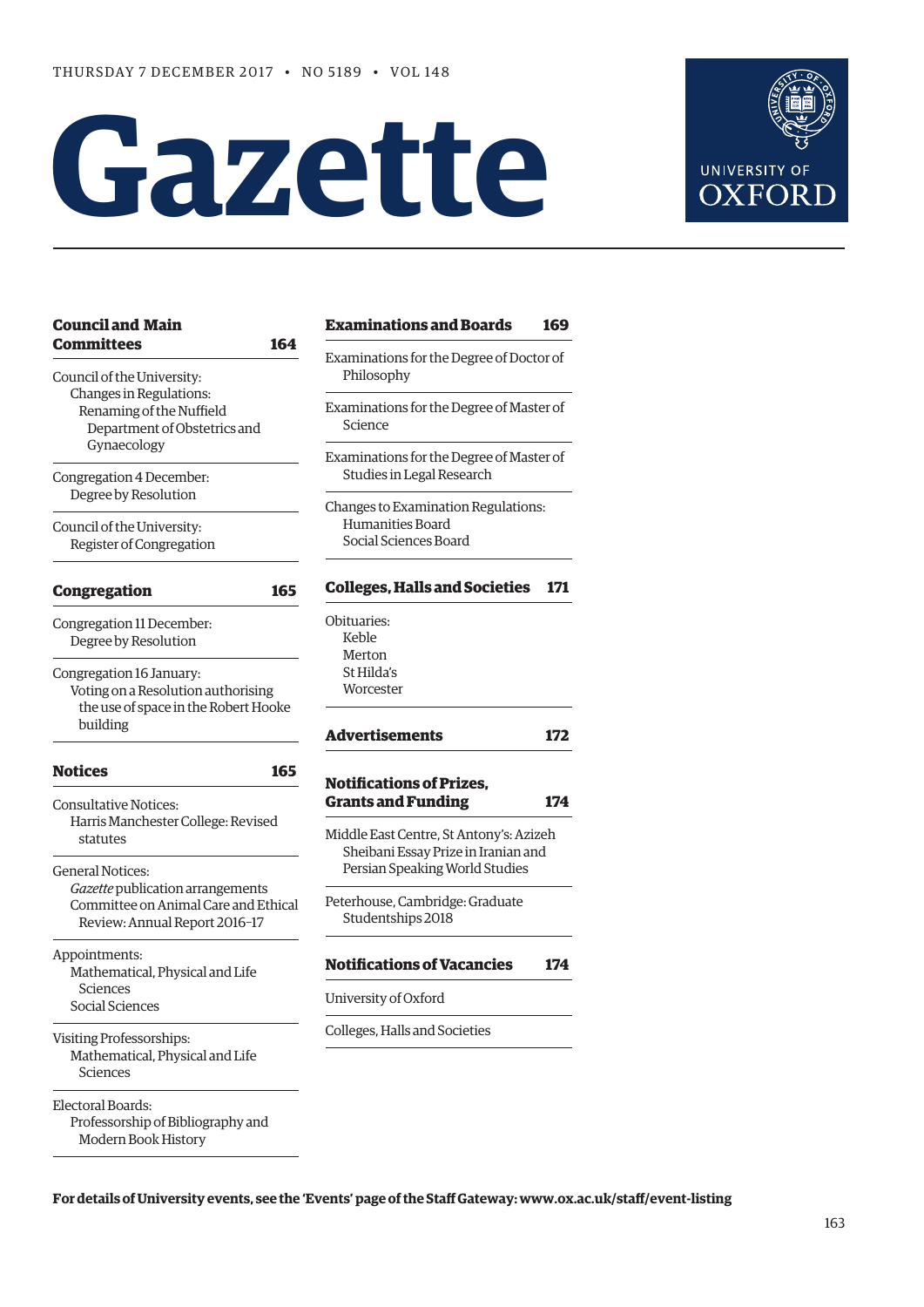THURSDAY 7 DECEMBER 2017 • NO 5189 • VOL 148

# Gazette

UNIVERSITY OF OXFORD

## Council and Main Committees 164

Council of the University:
- Changes in Regulations:
  - Renaming of the Nuffield Department of Obstetrics and Gynaecology

Congregation 4 December:
- Degree by Resolution

Council of the University:
- Register of Congregation

## Congregation 165

Congregation 11 December:
- Degree by Resolution

Congregation 16 January:
- Voting on a Resolution authorising the use of space in the Robert Hooke building

## Notices 165

Consultative Notices:
- Harris Manchester College: Revised statutes

General Notices:
- *Gazette* publication arrangements
- Committee on Animal Care and Ethical Review: Annual Report 2016–17

Appointments:
- Mathematical, Physical and Life Sciences
- Social Sciences

Visiting Professorships:
- Mathematical, Physical and Life Sciences

Electoral Boards:
- Professorship of Bibliography and Modern Book History

## Examinations and Boards 169

Examinations for the Degree of Doctor of Philosophy

Examinations for the Degree of Master of Science

Examinations for the Degree of Master of Studies in Legal Research

Changes to Examination Regulations:
- Humanities Board
- Social Sciences Board

## Colleges, Halls and Societies 171

Obituaries:
- Keble
- Merton
- St Hilda's
- Worcester

## Advertisements 172

## Notifications of Prizes, Grants and Funding 174

Middle East Centre, St Antony's: Azizeh Sheibani Essay Prize in Iranian and Persian Speaking World Studies

Peterhouse, Cambridge: Graduate Studentships 2018

## Notifications of Vacancies 174

University of Oxford

Colleges, Halls and Societies

**For details of University events, see the 'Events' page of the Staff Gateway: www.ox.ac.uk/staff/event-listing**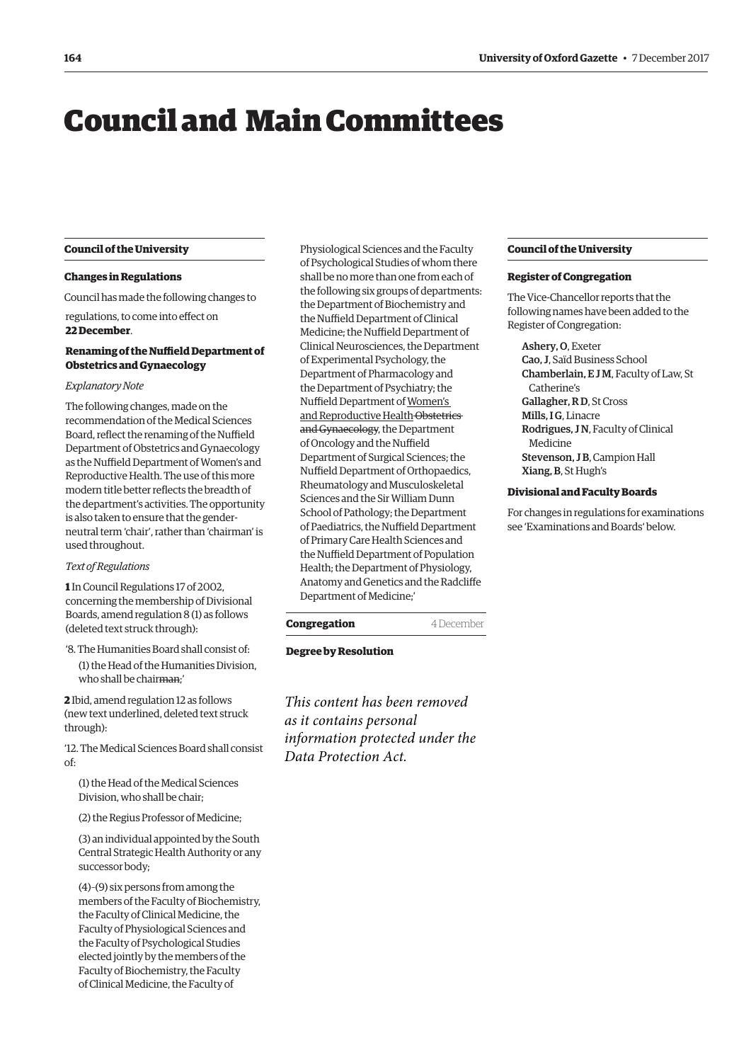# Council and Main Committees

## Council of the University

### Changes in Regulations

Council has made the following changes to regulations, to come into effect on **22 December**.

#### Renaming of the Nuffield Department of Obstetrics and Gynaecology

*Explanatory Note*

The following changes, made on the recommendation of the Medical Sciences Board, reflect the renaming of the Nuffield Department of Obstetrics and Gynaecology as the Nuffield Department of Women's and Reproductive Health. The use of this more modern title better reflects the breadth of the department's activities. The opportunity is also taken to ensure that the gender-neutral term 'chair', rather than 'chairman' is used throughout.

*Text of Regulations*

**1** In Council Regulations 17 of 2002, concerning the membership of Divisional Boards, amend regulation 8 (1) as follows (deleted text struck through):

'8. The Humanities Board shall consist of:

(1) the Head of the Humanities Division, who shall be chair~~man~~;'

**2** Ibid, amend regulation 12 as follows (new text underlined, deleted text struck through):

'12. The Medical Sciences Board shall consist of:

(1) the Head of the Medical Sciences Division, who shall be chair;

(2) the Regius Professor of Medicine;

(3) an individual appointed by the South Central Strategic Health Authority or any successor body;

(4)–(9) six persons from among the members of the Faculty of Biochemistry, the Faculty of Clinical Medicine, the Faculty of Physiological Sciences and the Faculty of Psychological Studies elected jointly by the members of the Faculty of Biochemistry, the Faculty of Clinical Medicine, the Faculty of Physiological Sciences and the Faculty of Psychological Studies of whom there shall be no more than one from each of the following six groups of departments: the Department of Biochemistry and the Nuffield Department of Clinical Medicine; the Nuffield Department of Clinical Neurosciences, the Department of Experimental Psychology, the Department of Pharmacology and the Department of Psychiatry; the Nuffield Department of <u>Women's and Reproductive Health</u> ~~Obstetrics and Gynaecology~~, the Department of Oncology and the Nuffield Department of Surgical Sciences; the Nuffield Department of Orthopaedics, Rheumatology and Musculoskeletal Sciences and the Sir William Dunn School of Pathology; the Department of Paediatrics, the Nuffield Department of Primary Care Health Sciences and the Nuffield Department of Population Health; the Department of Physiology, Anatomy and Genetics and the Radcliffe Department of Medicine;'

## Congregation — 4 December

### Degree by Resolution

*This content has been removed as it contains personal information protected under the Data Protection Act.*

## Council of the University

### Register of Congregation

The Vice-Chancellor reports that the following names have been added to the Register of Congregation:

**Ashery, O**, Exeter
**Cao, J**, Saïd Business School
**Chamberlain, E J M**, Faculty of Law, St Catherine's
**Gallagher, R D**, St Cross
**Mills, I G**, Linacre
**Rodrigues, J N**, Faculty of Clinical Medicine
**Stevenson, J B**, Campion Hall
**Xiang, B**, St Hugh's

### Divisional and Faculty Boards

For changes in regulations for examinations see 'Examinations and Boards' below.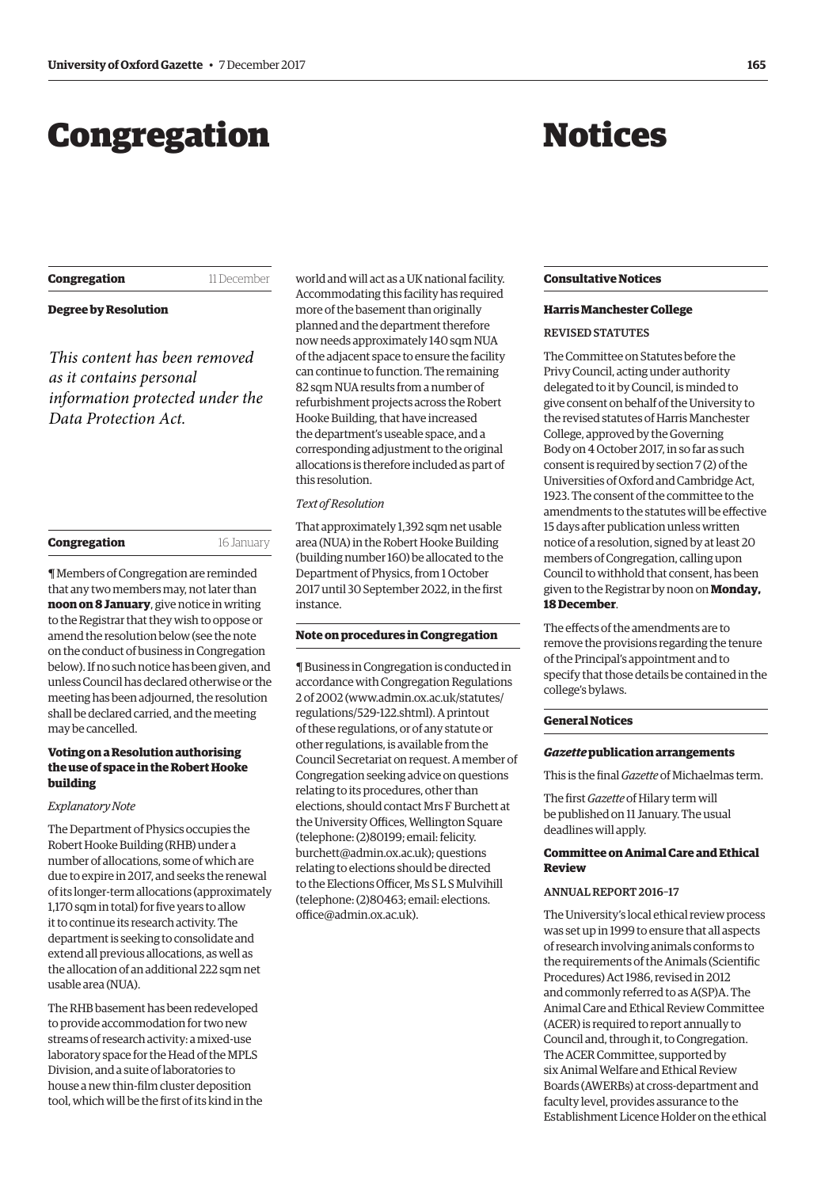# Congregation

## Congregation 11 December

### Degree by Resolution

*This content has been removed as it contains personal information protected under the Data Protection Act.*

## Congregation 16 January

¶ Members of Congregation are reminded that any two members may, not later than **noon on 8 January**, give notice in writing to the Registrar that they wish to oppose or amend the resolution below (see the note on the conduct of business in Congregation below). If no such notice has been given, and unless Council has declared otherwise or the meeting has been adjourned, the resolution shall be declared carried, and the meeting may be cancelled.

### Voting on a Resolution authorising the use of space in the Robert Hooke building

*Explanatory Note*

The Department of Physics occupies the Robert Hooke Building (RHB) under a number of allocations, some of which are due to expire in 2017, and seeks the renewal of its longer-term allocations (approximately 1,170 sqm in total) for five years to allow it to continue its research activity. The department is seeking to consolidate and extend all previous allocations, as well as the allocation of an additional 222 sqm net usable area (NUA).

The RHB basement has been redeveloped to provide accommodation for two new streams of research activity: a mixed-use laboratory space for the Head of the MPLS Division, and a suite of laboratories to house a new thin-film cluster deposition tool, which will be the first of its kind in the world and will act as a UK national facility. Accommodating this facility has required more of the basement than originally planned and the department therefore now needs approximately 140 sqm NUA of the adjacent space to ensure the facility can continue to function. The remaining 82 sqm NUA results from a number of refurbishment projects across the Robert Hooke Building, that have increased the department's useable space, and a corresponding adjustment to the original allocations is therefore included as part of this resolution.

*Text of Resolution*

That approximately 1,392 sqm net usable area (NUA) in the Robert Hooke Building (building number 160) be allocated to the Department of Physics, from 1 October 2017 until 30 September 2022, in the first instance.

### Note on procedures in Congregation

¶ Business in Congregation is conducted in accordance with Congregation Regulations 2 of 2002 (www.admin.ox.ac.uk/statutes/regulations/529-122.shtml). A printout of these regulations, or of any statute or other regulations, is available from the Council Secretariat on request. A member of Congregation seeking advice on questions relating to its procedures, other than elections, should contact Mrs F Burchett at the University Offices, Wellington Square (telephone: (2)80199; email: felicity.burchett@admin.ox.ac.uk); questions relating to elections should be directed to the Elections Officer, Ms S L S Mulvihill (telephone: (2)80463; email: elections.office@admin.ox.ac.uk).

# Notices

## Consultative Notices

### Harris Manchester College

REVISED STATUTES

The Committee on Statutes before the Privy Council, acting under authority delegated to it by Council, is minded to give consent on behalf of the University to the revised statutes of Harris Manchester College, approved by the Governing Body on 4 October 2017, in so far as such consent is required by section 7 (2) of the Universities of Oxford and Cambridge Act, 1923. The consent of the committee to the amendments to the statutes will be effective 15 days after publication unless written notice of a resolution, signed by at least 20 members of Congregation, calling upon Council to withhold that consent, has been given to the Registrar by noon on **Monday, 18 December**.

The effects of the amendments are to remove the provisions regarding the tenure of the Principal's appointment and to specify that those details be contained in the college's bylaws.

## General Notices

### *Gazette* publication arrangements

This is the final *Gazette* of Michaelmas term.

The first *Gazette* of Hilary term will be published on 11 January. The usual deadlines will apply.

### Committee on Animal Care and Ethical Review

ANNUAL REPORT 2016–17

The University's local ethical review process was set up in 1999 to ensure that all aspects of research involving animals conforms to the requirements of the Animals (Scientific Procedures) Act 1986, revised in 2012 and commonly referred to as A(SP)A. The Animal Care and Ethical Review Committee (ACER) is required to report annually to Council and, through it, to Congregation. The ACER Committee, supported by six Animal Welfare and Ethical Review Boards (AWERBs) at cross-department and faculty level, provides assurance to the Establishment Licence Holder on the ethical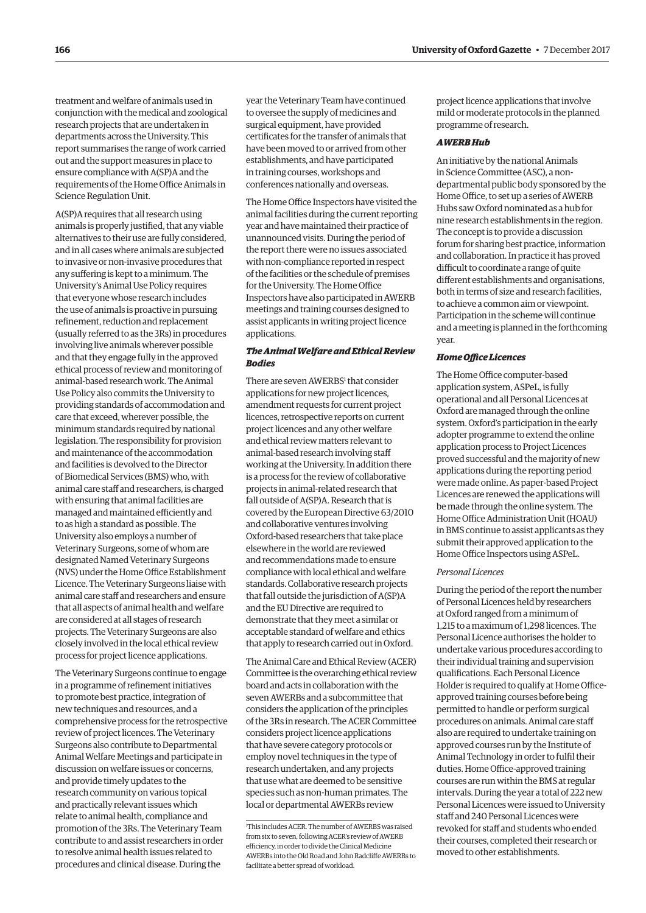treatment and welfare of animals used in conjunction with the medical and zoological research projects that are undertaken in departments across the University. This report summarises the range of work carried out and the support measures in place to ensure compliance with A(SP)A and the requirements of the Home Office Animals in Science Regulation Unit.

A(SP)A requires that all research using animals is properly justified, that any viable alternatives to their use are fully considered, and in all cases where animals are subjected to invasive or non-invasive procedures that any suffering is kept to a minimum. The University's Animal Use Policy requires that everyone whose research includes the use of animals is proactive in pursuing refinement, reduction and replacement (usually referred to as the 3Rs) in procedures involving live animals wherever possible and that they engage fully in the approved ethical process of review and monitoring of animal-based research work. The Animal Use Policy also commits the University to providing standards of accommodation and care that exceed, wherever possible, the minimum standards required by national legislation. The responsibility for provision and maintenance of the accommodation and facilities is devolved to the Director of Biomedical Services (BMS) who, with animal care staff and researchers, is charged with ensuring that animal facilities are managed and maintained efficiently and to as high a standard as possible. The University also employs a number of Veterinary Surgeons, some of whom are designated Named Veterinary Surgeons (NVS) under the Home Office Establishment Licence. The Veterinary Surgeons liaise with animal care staff and researchers and ensure that all aspects of animal health and welfare are considered at all stages of research projects. The Veterinary Surgeons are also closely involved in the local ethical review process for project licence applications.

The Veterinary Surgeons continue to engage in a programme of refinement initiatives to promote best practice, integration of new techniques and resources, and a comprehensive process for the retrospective review of project licences. The Veterinary Surgeons also contribute to Departmental Animal Welfare Meetings and participate in discussion on welfare issues or concerns, and provide timely updates to the research community on various topical and practically relevant issues which relate to animal health, compliance and promotion of the 3Rs. The Veterinary Team contribute to and assist researchers in order to resolve animal health issues related to procedures and clinical disease. During the year the Veterinary Team have continued to oversee the supply of medicines and surgical equipment, have provided certificates for the transfer of animals that have been moved to or arrived from other establishments, and have participated in training courses, workshops and conferences nationally and overseas.

The Home Office Inspectors have visited the animal facilities during the current reporting year and have maintained their practice of unannounced visits. During the period of the report there were no issues associated with non-compliance reported in respect of the facilities or the schedule of premises for the University. The Home Office Inspectors have also participated in AWERB meetings and training courses designed to assist applicants in writing project licence applications.

### *The Animal Welfare and Ethical Review Bodies*

There are seven AWERBS[1] that consider applications for new project licences, amendment requests for current project licences, retrospective reports on current project licences and any other welfare and ethical review matters relevant to animal-based research involving staff working at the University. In addition there is a process for the review of collaborative projects in animal-related research that fall outside of A(SP)A. Research that is covered by the European Directive 63/2010 and collaborative ventures involving Oxford-based researchers that take place elsewhere in the world are reviewed and recommendations made to ensure compliance with local ethical and welfare standards. Collaborative research projects that fall outside the jurisdiction of A(SP)A and the EU Directive are required to demonstrate that they meet a similar or acceptable standard of welfare and ethics that apply to research carried out in Oxford.

The Animal Care and Ethical Review (ACER) Committee is the overarching ethical review board and acts in collaboration with the seven AWERBs and a subcommittee that considers the application of the principles of the 3Rs in research. The ACER Committee considers project licence applications that have severe category protocols or employ novel techniques in the type of research undertaken, and any projects that use what are deemed to be sensitive species such as non-human primates. The local or departmental AWERBs review project licence applications that involve mild or moderate protocols in the planned programme of research.

[1]This includes ACER. The number of AWERBS was raised from six to seven, following ACER's review of AWERB efficiency, in order to divide the Clinical Medicine AWERBs into the Old Road and John Radcliffe AWERBs to facilitate a better spread of workload.

### *AWERB Hub*

An initiative by the national Animals in Science Committee (ASC), a non-departmental public body sponsored by the Home Office, to set up a series of AWERB Hubs saw Oxford nominated as a hub for nine research establishments in the region. The concept is to provide a discussion forum for sharing best practice, information and collaboration. In practice it has proved difficult to coordinate a range of quite different establishments and organisations, both in terms of size and research facilities, to achieve a common aim or viewpoint. Participation in the scheme will continue and a meeting is planned in the forthcoming year.

### *Home Office Licences*

The Home Office computer-based application system, ASPeL, is fully operational and all Personal Licences at Oxford are managed through the online system. Oxford's participation in the early adopter programme to extend the online application process to Project Licences proved successful and the majority of new applications during the reporting period were made online. As paper-based Project Licences are renewed the applications will be made through the online system. The Home Office Administration Unit (HOAU) in BMS continue to assist applicants as they submit their approved application to the Home Office Inspectors using ASPeL.

#### *Personal Licences*

During the period of the report the number of Personal Licences held by researchers at Oxford ranged from a minimum of 1,215 to a maximum of 1,298 licences. The Personal Licence authorises the holder to undertake various procedures according to their individual training and supervision qualifications. Each Personal Licence Holder is required to qualify at Home Office-approved training courses before being permitted to handle or perform surgical procedures on animals. Animal care staff also are required to undertake training on approved courses run by the Institute of Animal Technology in order to fulfil their duties. Home Office-approved training courses are run within the BMS at regular intervals. During the year a total of 222 new Personal Licences were issued to University staff and 240 Personal Licences were revoked for staff and students who ended their courses, completed their research or moved to other establishments.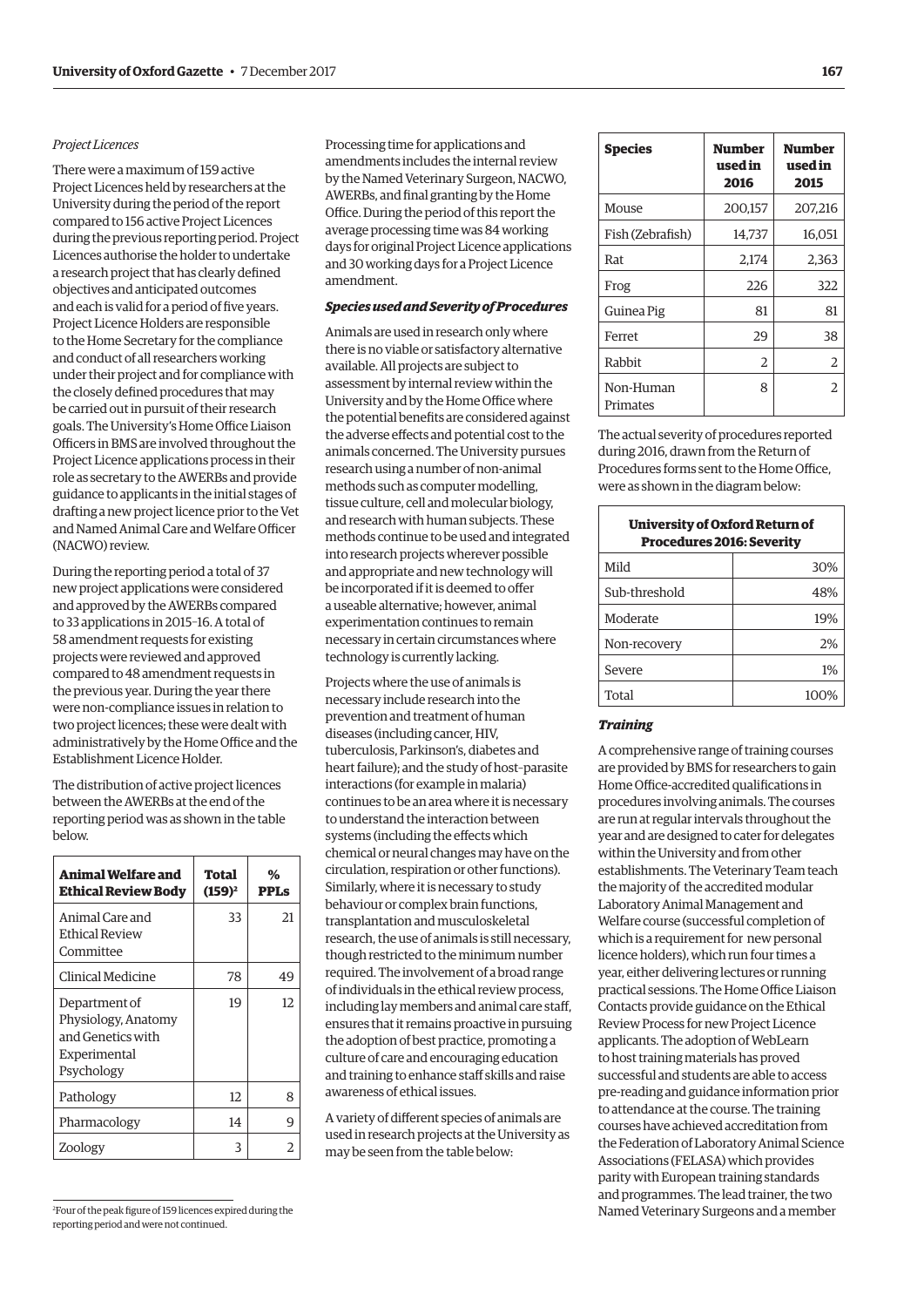*Project Licences*

There were a maximum of 159 active Project Licences held by researchers at the University during the period of the report compared to 156 active Project Licences during the previous reporting period. Project Licences authorise the holder to undertake a research project that has clearly defined objectives and anticipated outcomes and each is valid for a period of five years. Project Licence Holders are responsible to the Home Secretary for the compliance and conduct of all researchers working under their project and for compliance with the closely defined procedures that may be carried out in pursuit of their research goals. The University's Home Office Liaison Officers in BMS are involved throughout the Project Licence applications process in their role as secretary to the AWERBs and provide guidance to applicants in the initial stages of drafting a new project licence prior to the Vet and Named Animal Care and Welfare Officer (NACWO) review.

During the reporting period a total of 37 new project applications were considered and approved by the AWERBs compared to 33 applications in 2015–16. A total of 58 amendment requests for existing projects were reviewed and approved compared to 48 amendment requests in the previous year. During the year there were non-compliance issues in relation to two project licences; these were dealt with administratively by the Home Office and the Establishment Licence Holder.

The distribution of active project licences between the AWERBs at the end of the reporting period was as shown in the table below.

| Animal Welfare and Ethical Review Body | Total (159)[2] | % PPLs |
|---|---|---|
| Animal Care and Ethical Review Committee | 33 | 21 |
| Clinical Medicine | 78 | 49 |
| Department of Physiology, Anatomy and Genetics with Experimental Psychology | 19 | 12 |
| Pathology | 12 | 8 |
| Pharmacology | 14 | 9 |
| Zoology | 3 | 2 |

[2]Four of the peak figure of 159 licences expired during the reporting period and were not continued.

Processing time for applications and amendments includes the internal review by the Named Veterinary Surgeon, NACWO, AWERBs, and final granting by the Home Office. During the period of this report the average processing time was 84 working days for original Project Licence applications and 30 working days for a Project Licence amendment.

***Species used and Severity of Procedures***

Animals are used in research only where there is no viable or satisfactory alternative available. All projects are subject to assessment by internal review within the University and by the Home Office where the potential benefits are considered against the adverse effects and potential cost to the animals concerned. The University pursues research using a number of non-animal methods such as computer modelling, tissue culture, cell and molecular biology, and research with human subjects. These methods continue to be used and integrated into research projects wherever possible and appropriate and new technology will be incorporated if it is deemed to offer a useable alternative; however, animal experimentation continues to remain necessary in certain circumstances where technology is currently lacking.

Projects where the use of animals is necessary include research into the prevention and treatment of human diseases (including cancer, HIV, tuberculosis, Parkinson's, diabetes and heart failure); and the study of host–parasite interactions (for example in malaria) continues to be an area where it is necessary to understand the interaction between systems (including the effects which chemical or neural changes may have on the circulation, respiration or other functions). Similarly, where it is necessary to study behaviour or complex brain functions, transplantation and musculoskeletal research, the use of animals is still necessary, though restricted to the minimum number required. The involvement of a broad range of individuals in the ethical review process, including lay members and animal care staff, ensures that it remains proactive in pursuing the adoption of best practice, promoting a culture of care and encouraging education and training to enhance staff skills and raise awareness of ethical issues.

A variety of different species of animals are used in research projects at the University as may be seen from the table below:

| Species | Number used in 2016 | Number used in 2015 |
|---|---|---|
| Mouse | 200,157 | 207,216 |
| Fish (Zebrafish) | 14,737 | 16,051 |
| Rat | 2,174 | 2,363 |
| Frog | 226 | 322 |
| Guinea Pig | 81 | 81 |
| Ferret | 29 | 38 |
| Rabbit | 2 | 2 |
| Non-Human Primates | 8 | 2 |

The actual severity of procedures reported during 2016, drawn from the Return of Procedures forms sent to the Home Office, were as shown in the diagram below:

| University of Oxford Return of Procedures 2016: Severity | |
|---|---|
| Mild | 30% |
| Sub-threshold | 48% |
| Moderate | 19% |
| Non-recovery | 2% |
| Severe | 1% |
| Total | 100% |

***Training***

A comprehensive range of training courses are provided by BMS for researchers to gain Home Office-accredited qualifications in procedures involving animals. The courses are run at regular intervals throughout the year and are designed to cater for delegates within the University and from other establishments. The Veterinary Team teach the majority of the accredited modular Laboratory Animal Management and Welfare course (successful completion of which is a requirement for new personal licence holders), which run four times a year, either delivering lectures or running practical sessions. The Home Office Liaison Contacts provide guidance on the Ethical Review Process for new Project Licence applicants. The adoption of WebLearn to host training materials has proved successful and students are able to access pre-reading and guidance information prior to attendance at the course. The training courses have achieved accreditation from the Federation of Laboratory Animal Science Associations (FELASA) which provides parity with European training standards and programmes. The lead trainer, the two Named Veterinary Surgeons and a member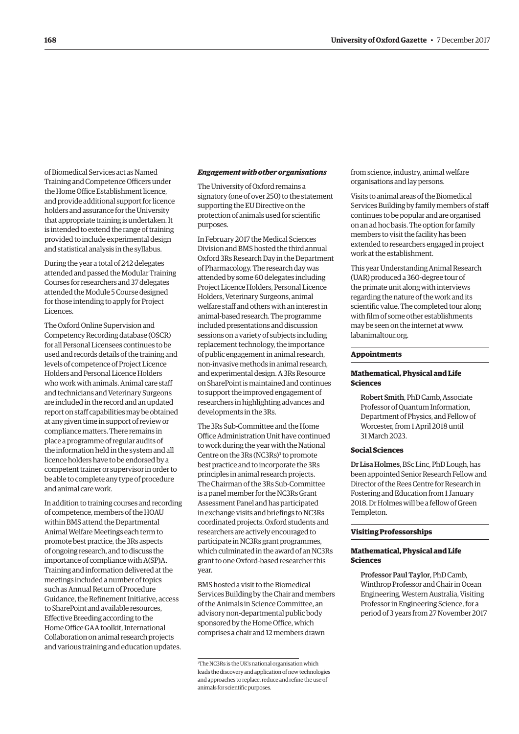of Biomedical Services act as Named Training and Competence Officers under the Home Office Establishment licence, and provide additional support for licence holders and assurance for the University that appropriate training is undertaken. It is intended to extend the range of training provided to include experimental design and statistical analysis in the syllabus.

During the year a total of 242 delegates attended and passed the Modular Training Courses for researchers and 37 delegates attended the Module 5 Course designed for those intending to apply for Project Licences.

The Oxford Online Supervision and Competency Recording database (OSCR) for all Personal Licensees continues to be used and records details of the training and levels of competence of Project Licence Holders and Personal Licence Holders who work with animals. Animal care staff and technicians and Veterinary Surgeons are included in the record and an updated report on staff capabilities may be obtained at any given time in support of review or compliance matters. There remains in place a programme of regular audits of the information held in the system and all licence holders have to be endorsed by a competent trainer or supervisor in order to be able to complete any type of procedure and animal care work.

In addition to training courses and recording of competence, members of the HOAU within BMS attend the Departmental Animal Welfare Meetings each term to promote best practice, the 3Rs aspects of ongoing research, and to discuss the importance of compliance with A(SP)A. Training and information delivered at the meetings included a number of topics such as Annual Return of Procedure Guidance, the Refinement Initiative, access to SharePoint and available resources, Effective Breeding according to the Home Office GAA toolkit, International Collaboration on animal research projects and various training and education updates.

***Engagement with other organisations***

The University of Oxford remains a signatory (one of over 250) to the statement supporting the EU Directive on the protection of animals used for scientific purposes.

In February 2017 the Medical Sciences Division and BMS hosted the third annual Oxford 3Rs Research Day in the Department of Pharmacology. The research day was attended by some 60 delegates including Project Licence Holders, Personal Licence Holders, Veterinary Surgeons, animal welfare staff and others with an interest in animal-based research. The programme included presentations and discussion sessions on a variety of subjects including replacement technology, the importance of public engagement in animal research, non-invasive methods in animal research, and experimental design. A 3Rs Resource on SharePoint is maintained and continues to support the improved engagement of researchers in highlighting advances and developments in the 3Rs.

The 3Rs Sub-Committee and the Home Office Administration Unit have continued to work during the year with the National Centre on the 3Rs (NC3Rs)[1] to promote best practice and to incorporate the 3Rs principles in animal research projects. The Chairman of the 3Rs Sub-Committee is a panel member for the NC3Rs Grant Assessment Panel and has participated in exchange visits and briefings to NC3Rs coordinated projects. Oxford students and researchers are actively encouraged to participate in NC3Rs grant programmes, which culminated in the award of an NC3Rs grant to one Oxford-based researcher this year.

BMS hosted a visit to the Biomedical Services Building by the Chair and members of the Animals in Science Committee, an advisory non-departmental public body sponsored by the Home Office, which comprises a chair and 12 members drawn from science, industry, animal welfare organisations and lay persons.

Visits to animal areas of the Biomedical Services Building by family members of staff continues to be popular and are organised on an ad hoc basis. The option for family members to visit the facility has been extended to researchers engaged in project work at the establishment.

This year Understanding Animal Research (UAR) produced a 360-degree tour of the primate unit along with interviews regarding the nature of the work and its scientific value. The completed tour along with film of some other establishments may be seen on the internet at www.labanimaltour.org.

[1]The NC3Rs is the UK's national organisation which leads the discovery and application of new technologies and approaches to replace, reduce and refine the use of animals for scientific purposes.

## Appointments

### Mathematical, Physical and Life Sciences

**Robert Smith**, PhD Camb, Associate Professor of Quantum Information, Department of Physics, and Fellow of Worcester, from 1 April 2018 until 31 March 2023.

### Social Sciences

**Dr Lisa Holmes**, BSc Linc, PhD Lough, has been appointed Senior Research Fellow and Director of the Rees Centre for Research in Fostering and Education from 1 January 2018. Dr Holmes will be a fellow of Green Templeton.

## Visiting Professorships

### Mathematical, Physical and Life Sciences

**Professor Paul Taylor**, PhD Camb, Winthrop Professor and Chair in Ocean Engineering, Western Australia, Visiting Professor in Engineering Science, for a period of 3 years from 27 November 2017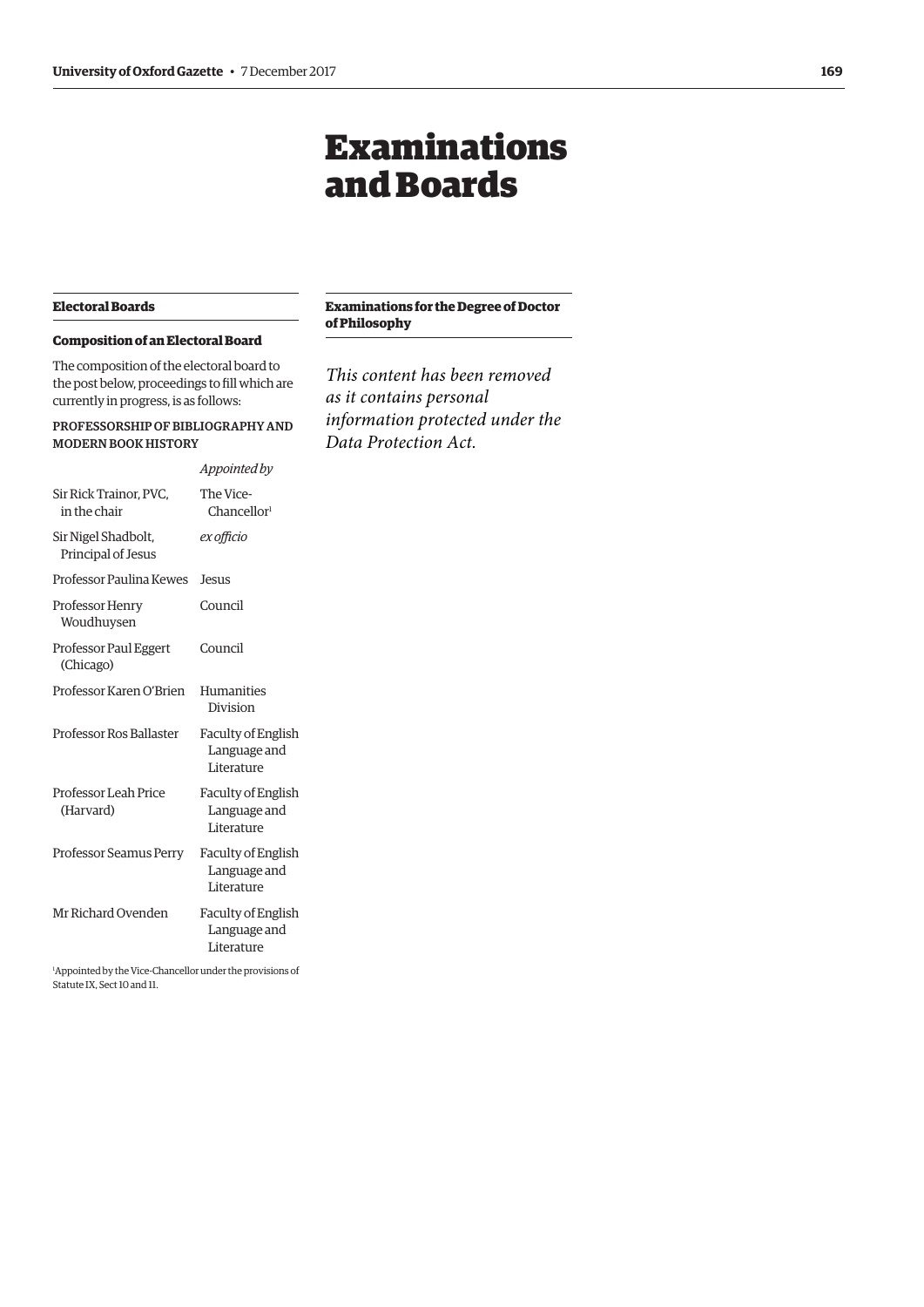# Examinations and Boards

## Electoral Boards

### Composition of an Electoral Board

The composition of the electoral board to the post below, proceedings to fill which are currently in progress, is as follows:

PROFESSORSHIP OF BIBLIOGRAPHY AND MODERN BOOK HISTORY

| | *Appointed by* |
|---|---|
| Sir Rick Trainor, PVC, in the chair | The Vice-Chancellor[1] |
| Sir Nigel Shadbolt, Principal of Jesus | *ex officio* |
| Professor Paulina Kewes | Jesus |
| Professor Henry Woudhuysen | Council |
| Professor Paul Eggert (Chicago) | Council |
| Professor Karen O'Brien | Humanities Division |
| Professor Ros Ballaster | Faculty of English Language and Literature |
| Professor Leah Price (Harvard) | Faculty of English Language and Literature |
| Professor Seamus Perry | Faculty of English Language and Literature |
| Mr Richard Ovenden | Faculty of English Language and Literature |

[1]Appointed by the Vice-Chancellor under the provisions of Statute IX, Sect 10 and 11.

## Examinations for the Degree of Doctor of Philosophy

*This content has been removed as it contains personal information protected under the Data Protection Act.*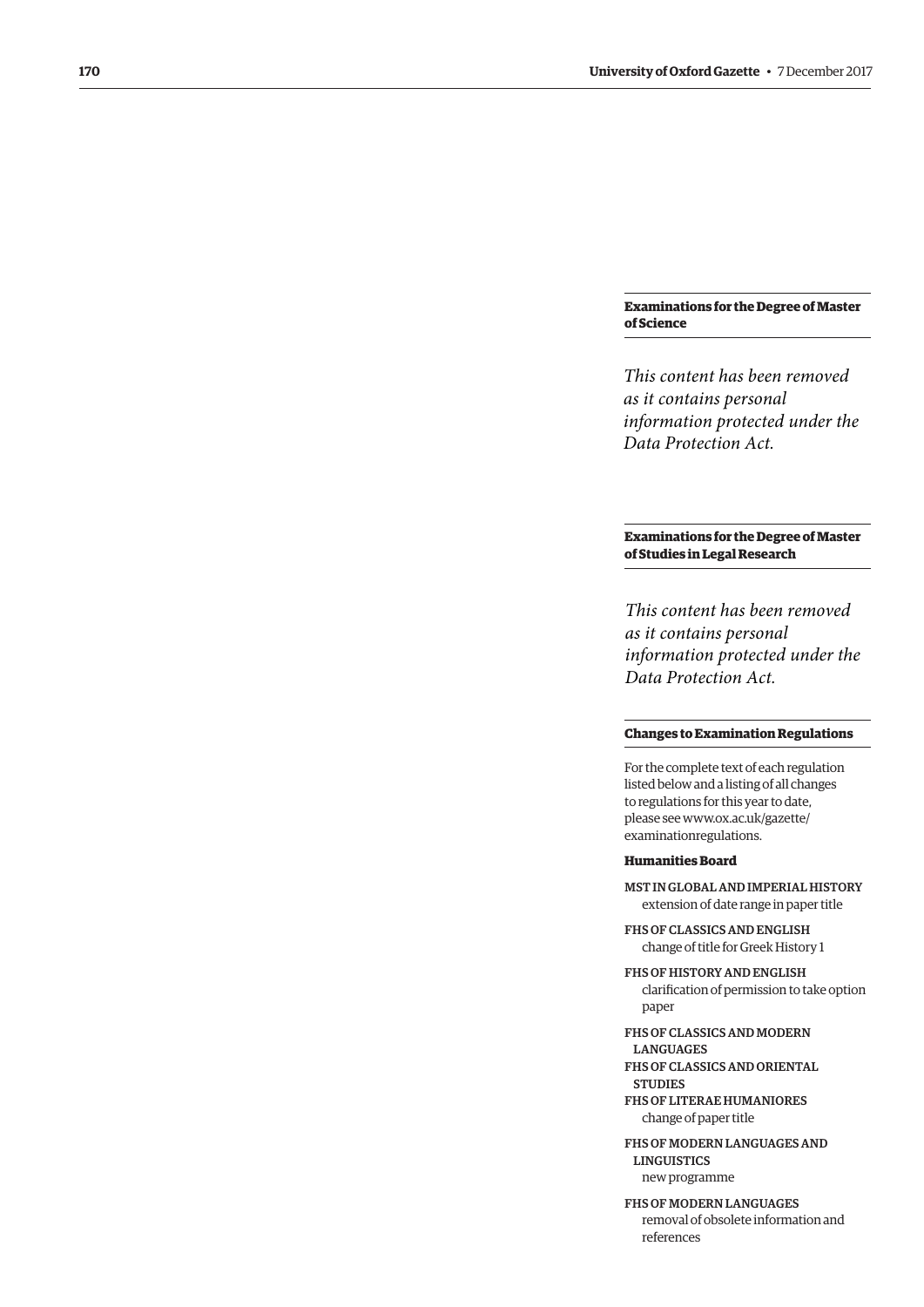## Examinations for the Degree of Master of Science

*This content has been removed as it contains personal information protected under the Data Protection Act.*

## Examinations for the Degree of Master of Studies in Legal Research

*This content has been removed as it contains personal information protected under the Data Protection Act.*

## Changes to Examination Regulations

For the complete text of each regulation listed below and a listing of all changes to regulations for this year to date, please see www.ox.ac.uk/gazette/examinationregulations.

### Humanities Board

MST IN GLOBAL AND IMPERIAL HISTORY
extension of date range in paper title

FHS OF CLASSICS AND ENGLISH
change of title for Greek History 1

FHS OF HISTORY AND ENGLISH
clarification of permission to take option paper

FHS OF CLASSICS AND MODERN LANGUAGES
FHS OF CLASSICS AND ORIENTAL STUDIES
FHS OF LITERAE HUMANIORES
change of paper title

FHS OF MODERN LANGUAGES AND LINGUISTICS
new programme

FHS OF MODERN LANGUAGES
removal of obsolete information and references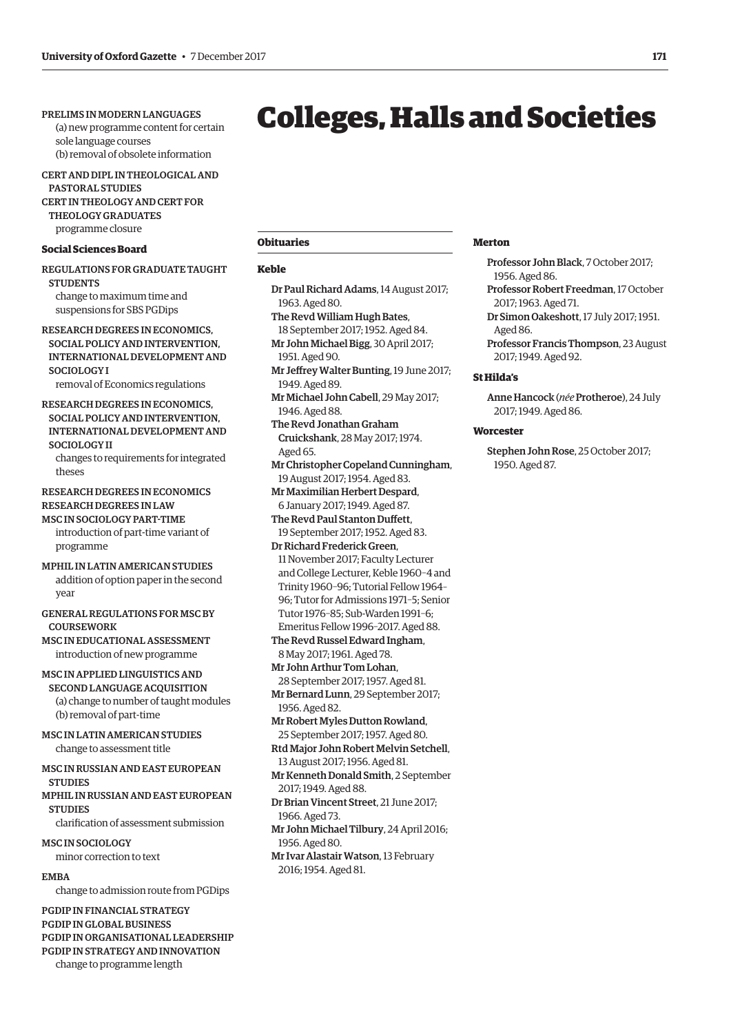PRELIMS IN MODERN LANGUAGES
(a) new programme content for certain sole language courses
(b) removal of obsolete information

CERT AND DIPL IN THEOLOGICAL AND PASTORAL STUDIES
CERT IN THEOLOGY AND CERT FOR THEOLOGY GRADUATES
programme closure

**Social Sciences Board**

REGULATIONS FOR GRADUATE TAUGHT STUDENTS
change to maximum time and suspensions for SBS PGDips

RESEARCH DEGREES IN ECONOMICS, SOCIAL POLICY AND INTERVENTION, INTERNATIONAL DEVELOPMENT AND SOCIOLOGY I
removal of Economics regulations

RESEARCH DEGREES IN ECONOMICS, SOCIAL POLICY AND INTERVENTION, INTERNATIONAL DEVELOPMENT AND SOCIOLOGY II
changes to requirements for integrated theses

RESEARCH DEGREES IN ECONOMICS
RESEARCH DEGREES IN LAW
MSC IN SOCIOLOGY PART-TIME
introduction of part-time variant of programme

MPHIL IN LATIN AMERICAN STUDIES
addition of option paper in the second year

GENERAL REGULATIONS FOR MSC BY COURSEWORK
MSC IN EDUCATIONAL ASSESSMENT
introduction of new programme

MSC IN APPLIED LINGUISTICS AND SECOND LANGUAGE ACQUISITION
(a) change to number of taught modules
(b) removal of part-time

MSC IN LATIN AMERICAN STUDIES
change to assessment title

MSC IN RUSSIAN AND EAST EUROPEAN STUDIES
MPHIL IN RUSSIAN AND EAST EUROPEAN STUDIES
clarification of assessment submission

MSC IN SOCIOLOGY
minor correction to text

EMBA
change to admission route from PGDips

PGDIP IN FINANCIAL STRATEGY
PGDIP IN GLOBAL BUSINESS
PGDIP IN ORGANISATIONAL LEADERSHIP
PGDIP IN STRATEGY AND INNOVATION
change to programme length

# Colleges, Halls and Societies

## Obituaries

### Keble

**Dr Paul Richard Adams**, 14 August 2017; 1963. Aged 80.
**The Revd William Hugh Bates**, 18 September 2017; 1952. Aged 84.
**Mr John Michael Bigg**, 30 April 2017; 1951. Aged 90.
**Mr Jeffrey Walter Bunting**, 19 June 2017; 1949. Aged 89.
**Mr Michael John Cabell**, 29 May 2017; 1946. Aged 88.
**The Revd Jonathan Graham Cruickshank**, 28 May 2017; 1974. Aged 65.
**Mr Christopher Copeland Cunningham**, 19 August 2017; 1954. Aged 83.
**Mr Maximilian Herbert Despard**, 6 January 2017; 1949. Aged 87.
**The Revd Paul Stanton Duffett**, 19 September 2017; 1952. Aged 83.
**Dr Richard Frederick Green**, 11 November 2017; Faculty Lecturer and College Lecturer, Keble 1960–4 and Trinity 1960–96; Tutorial Fellow 1964–96; Tutor for Admissions 1971–5; Senior Tutor 1976–85; Sub-Warden 1991–6; Emeritus Fellow 1996–2017. Aged 88.
**The Revd Russel Edward Ingham**, 8 May 2017; 1961. Aged 78.
**Mr John Arthur Tom Lohan**, 28 September 2017; 1957. Aged 81.
**Mr Bernard Lunn**, 29 September 2017; 1956. Aged 82.
**Mr Robert Myles Dutton Rowland**, 25 September 2017; 1957. Aged 80.
**Rtd Major John Robert Melvin Setchell**, 13 August 2017; 1956. Aged 81.
**Mr Kenneth Donald Smith**, 2 September 2017; 1949. Aged 88.
**Dr Brian Vincent Street**, 21 June 2017; 1966. Aged 73.
**Mr John Michael Tilbury**, 24 April 2016; 1956. Aged 80.
**Mr Ivar Alastair Watson**, 13 February 2016; 1954. Aged 81.

### Merton

**Professor John Black**, 7 October 2017; 1956. Aged 86.
**Professor Robert Freedman**, 17 October 2017; 1963. Aged 71.
**Dr Simon Oakeshott**, 17 July 2017; 1951. Aged 86.
**Professor Francis Thompson**, 23 August 2017; 1949. Aged 92.

### St Hilda's

**Anne Hancock** (*née* **Protheroe**), 24 July 2017; 1949. Aged 86.

### Worcester

**Stephen John Rose**, 25 October 2017; 1950. Aged 87.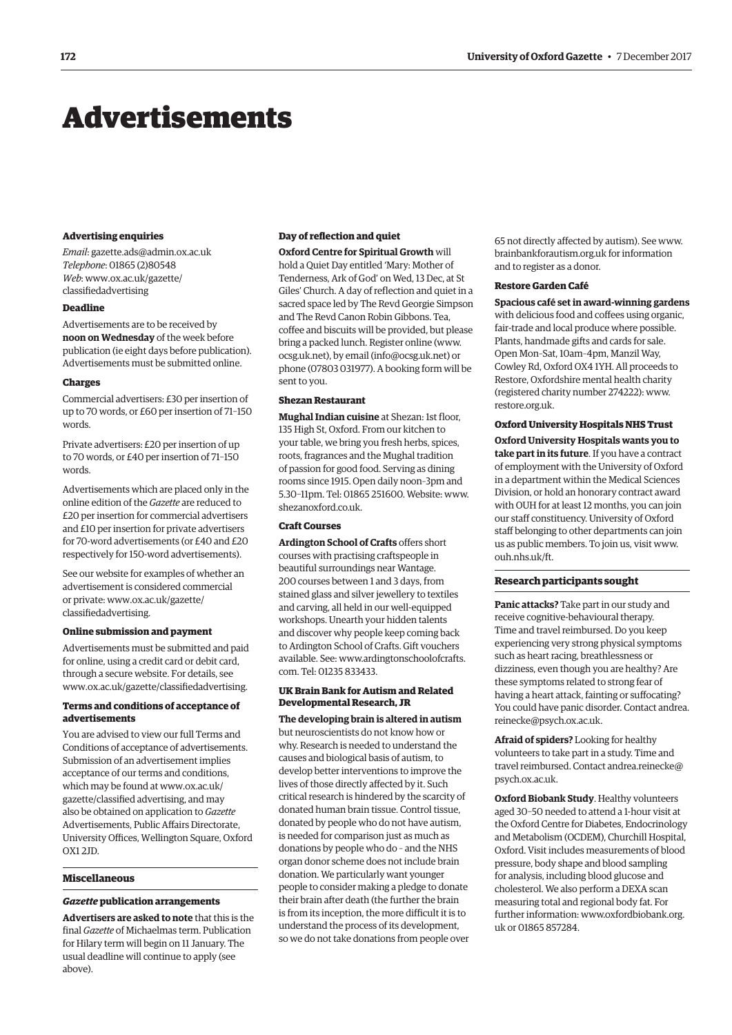# Advertisements

### Advertising enquiries

*Email*: gazette.ads@admin.ox.ac.uk
*Telephone*: 01865 (2)80548
*Web*: www.ox.ac.uk/gazette/classifiedadvertising

### Deadline

Advertisements are to be received by **noon on Wednesday** of the week before publication (ie eight days before publication). Advertisements must be submitted online.

### Charges

Commercial advertisers: £30 per insertion of up to 70 words, or £60 per insertion of 71–150 words.

Private advertisers: £20 per insertion of up to 70 words, or £40 per insertion of 71–150 words.

Advertisements which are placed only in the online edition of the *Gazette* are reduced to £20 per insertion for commercial advertisers and £10 per insertion for private advertisers for 70-word advertisements (or £40 and £20 respectively for 150-word advertisements).

See our website for examples of whether an advertisement is considered commercial or private: www.ox.ac.uk/gazette/classifiedadvertising.

### Online submission and payment

Advertisements must be submitted and paid for online, using a credit card or debit card, through a secure website. For details, see www.ox.ac.uk/gazette/classifiedadvertising.

### Terms and conditions of acceptance of advertisements

You are advised to view our full Terms and Conditions of acceptance of advertisements. Submission of an advertisement implies acceptance of our terms and conditions, which may be found at www.ox.ac.uk/gazette/classified advertising, and may also be obtained on application to *Gazette* Advertisements, Public Affairs Directorate, University Offices, Wellington Square, Oxford OX1 2JD.

## Miscellaneous

### *Gazette* publication arrangements

**Advertisers are asked to note** that this is the final *Gazette* of Michaelmas term. Publication for Hilary term will begin on 11 January. The usual deadline will continue to apply (see above).

### Day of reflection and quiet

**Oxford Centre for Spiritual Growth** will hold a Quiet Day entitled 'Mary: Mother of Tenderness, Ark of God' on Wed, 13 Dec, at St Giles' Church. A day of reflection and quiet in a sacred space led by The Revd Georgie Simpson and The Revd Canon Robin Gibbons. Tea, coffee and biscuits will be provided, but please bring a packed lunch. Register online (www.ocsg.uk.net), by email (info@ocsg.uk.net) or phone (07803 031977). A booking form will be sent to you.

### Shezan Restaurant

**Mughal Indian cuisine** at Shezan: 1st floor, 135 High St, Oxford. From our kitchen to your table, we bring you fresh herbs, spices, roots, fragrances and the Mughal tradition of passion for good food. Serving as dining rooms since 1915. Open daily noon–3pm and 5.30–11pm. Tel: 01865 251600. Website: www.shezanoxford.co.uk.

### Craft Courses

**Ardington School of Crafts** offers short courses with practising craftspeople in beautiful surroundings near Wantage. 200 courses between 1 and 3 days, from stained glass and silver jewellery to textiles and carving, all held in our well-equipped workshops. Unearth your hidden talents and discover why people keep coming back to Ardington School of Crafts. Gift vouchers available. See: www.ardingtonschoolofcrafts.com. Tel: 01235 833433.

### UK Brain Bank for Autism and Related Developmental Research, JR

**The developing brain is altered in autism** but neuroscientists do not know how or why. Research is needed to understand the causes and biological basis of autism, to develop better interventions to improve the lives of those directly affected by it. Such critical research is hindered by the scarcity of donated human brain tissue. Control tissue, donated by people who do not have autism, is needed for comparison just as much as donations by people who do – and the NHS organ donor scheme does not include brain donation. We particularly want younger people to consider making a pledge to donate their brain after death (the further the brain is from its inception, the more difficult it is to understand the process of its development, so we do not take donations from people over 65 not directly affected by autism). See www.brainbankforautism.org.uk for information and to register as a donor.

### Restore Garden Café

**Spacious café set in award-winning gardens** with delicious food and coffees using organic, fair-trade and local produce where possible. Plants, handmade gifts and cards for sale. Open Mon–Sat, 10am–4pm, Manzil Way, Cowley Rd, Oxford OX4 1YH. All proceeds to Restore, Oxfordshire mental health charity (registered charity number 274222): www.restore.org.uk.

### Oxford University Hospitals NHS Trust

**Oxford University Hospitals wants you to take part in its future**. If you have a contract of employment with the University of Oxford in a department within the Medical Sciences Division, or hold an honorary contract award with OUH for at least 12 months, you can join our staff constituency. University of Oxford staff belonging to other departments can join us as public members. To join us, visit www.ouh.nhs.uk/ft.

## Research participants sought

**Panic attacks?** Take part in our study and receive cognitive-behavioural therapy. Time and travel reimbursed. Do you keep experiencing very strong physical symptoms such as heart racing, breathlessness or dizziness, even though you are healthy? Are these symptoms related to strong fear of having a heart attack, fainting or suffocating? You could have panic disorder. Contact andrea.reinecke@psych.ox.ac.uk.

**Afraid of spiders?** Looking for healthy volunteers to take part in a study. Time and travel reimbursed. Contact andrea.reinecke@psych.ox.ac.uk.

**Oxford Biobank Study**. Healthy volunteers aged 30–50 needed to attend a 1-hour visit at the Oxford Centre for Diabetes, Endocrinology and Metabolism (OCDEM), Churchill Hospital, Oxford. Visit includes measurements of blood pressure, body shape and blood sampling for analysis, including blood glucose and cholesterol. We also perform a DEXA scan measuring total and regional body fat. For further information: www.oxfordbiobank.org.uk or 01865 857284.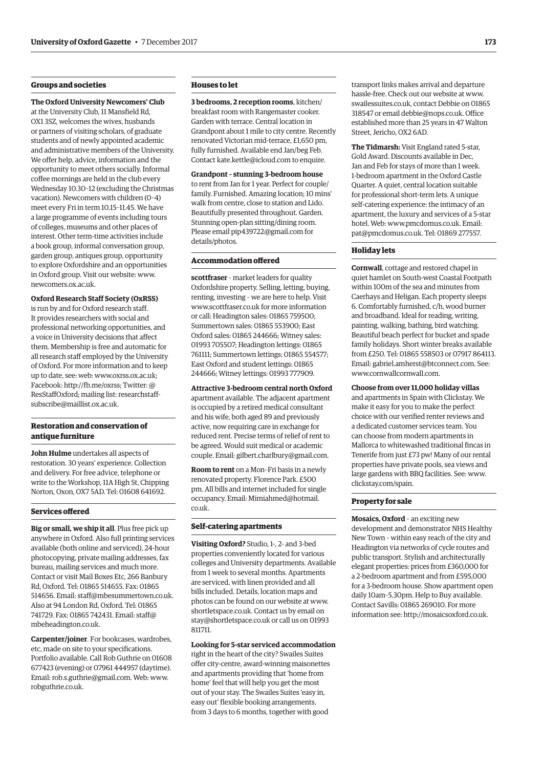### Groups and societies

**The Oxford University Newcomers' Club** at the University Club, 11 Mansfield Rd, OX1 3SZ, welcomes the wives, husbands or partners of visiting scholars, of graduate students and of newly appointed academic and administrative members of the University. We offer help, advice, information and the opportunity to meet others socially. Informal coffee mornings are held in the club every Wednesday 10.30–12 (excluding the Christmas vacation). Newcomers with children (0–4) meet every Fri in term 10.15–11.45. We have a large programme of events including tours of colleges, museums and other places of interest. Other term-time activities include a book group, informal conversation group, garden group, antiques group, opportunity to explore Oxfordshire and an opportunities in Oxford group. Visit our website: www.newcomers.ox.ac.uk.

**Oxford Research Staff Society (OxRSS)** is run by and for Oxford research staff. It provides researchers with social and professional networking opportunities, and a voice in University decisions that affect them. Membership is free and automatic for all research staff employed by the University of Oxford. For more information and to keep up to date, see: web: www.oxrss.ox.ac.uk; Facebook: http://fb.me/oxrss; Twitter: @ResStaffOxford; mailing list: researchstaff-subscribe@maillist.ox.ac.uk.

### Restoration and conservation of antique furniture

**John Hulme** undertakes all aspects of restoration. 30 years' experience. Collection and delivery. For free advice, telephone or write to the Workshop, 11A High St, Chipping Norton, Oxon, OX7 5AD. Tel: 01608 641692.

### Services offered

**Big or small, we ship it all**. Plus free pick up anywhere in Oxford. Also full printing services available (both online and serviced), 24-hour photocopying, private mailing addresses, fax bureau, mailing services and much more. Contact or visit Mail Boxes Etc, 266 Banbury Rd, Oxford. Tel: 01865 514655. Fax: 01865 514656. Email: staff@mbesummertown.co.uk. Also at 94 London Rd, Oxford. Tel: 01865 741729. Fax: 01865 742431. Email: staff@mbeheadington.co.uk.

**Carpenter/joiner**. For bookcases, wardrobes, etc, made on site to your specifications. Portfolio available. Call Rob Guthrie on 01608 677423 (evening) or 07961 444957 (daytime). Email: rob.s.guthrie@gmail.com. Web: www.robguthrie.co.uk.

### Houses to let

**3 bedrooms, 2 reception rooms**, kitchen/breakfast room with Rangemaster cooker. Garden with terrace. Central location in Grandpont about 1 mile to city centre. Recently renovated Victorian mid-terrace, £1,650 pm, fully furnished. Available end Jan/beg Feb. Contact kate.kettle@icloud.com to enquire.

**Grandpont – stunning 3-bedroom house** to rent from Jan for 1 year. Perfect for couple/family. Furnished. Amazing location; 10 mins' walk from centre, close to station and Lido. Beautifully presented throughout. Garden. Stunning open-plan sitting/dining room. Please email pip439722@gmail.com for details/photos.

### Accommodation offered

**scottfraser** – market leaders for quality Oxfordshire property. Selling, letting, buying, renting, investing – we are here to help. Visit www.scottfraser.co.uk for more information or call: Headington sales: 01865 759500; Summertown sales: 01865 553900; East Oxford sales: 01865 244666; Witney sales: 01993 705507; Headington lettings: 01865 761111; Summertown lettings: 01865 554577; East Oxford and student lettings: 01865 244666; Witney lettings: 01993 777909.

**Attractive 3-bedroom central north Oxford** apartment available. The adjacent apartment is occupied by a retired medical consultant and his wife, both aged 89 and previously active, now requiring care in exchange for reduced rent. Precise terms of relief of rent to be agreed. Would suit medical or academic couple. Email: gilbert.charlbury@gmail.com.

**Room to rent** on a Mon–Fri basis in a newly renovated property. Florence Park. £500 pm. All bills and internet included for single occupancy. Email: Mimiahmed@hotmail.co.uk.

### Self-catering apartments

**Visiting Oxford?** Studio, 1-, 2- and 3-bed properties conveniently located for various colleges and University departments. Available from 1 week to several months. Apartments are serviced, with linen provided and all bills included. Details, location maps and photos can be found on our website at www.shortletspace.co.uk. Contact us by email on stay@shortletspace.co.uk or call us on 01993 811711.

**Looking for 5-star serviced accommodation** right in the heart of the city? Swailes Suites offer city-centre, award-winning maisonettes and apartments providing that 'home from home' feel that will help you get the most out of your stay. The Swailes Suites 'easy in, easy out' flexible booking arrangements, from 3 days to 6 months, together with good transport links makes arrival and departure hassle-free. Check out our website at www.swailessuites.co.uk, contact Debbie on 01865 318547 or email debbie@nops.co.uk. Office established more than 25 years in 47 Walton Street, Jericho, OX2 6AD.

**The Tidmarsh:** Visit England rated 5-star, Gold Award. Discounts available in Dec, Jan and Feb for stays of more than 1 week. 1-bedroom apartment in the Oxford Castle Quarter. A quiet, central location suitable for professional short-term lets. A unique self-catering experience: the intimacy of an apartment, the luxury and services of a 5-star hotel. Web: www.pmcdomus.co.uk. Email: pat@pmcdomus.co.uk. Tel: 01869 277557.

### Holiday lets

**Cornwall**, cottage and restored chapel in quiet hamlet on South-west Coastal Footpath within 100m of the sea and minutes from Caerhays and Heligan. Each property sleeps 6. Comfortably furnished, c/h, wood burner and broadband. Ideal for reading, writing, painting, walking, bathing, bird watching. Beautiful beach perfect for bucket and spade family holidays. Short winter breaks available from £250. Tel: 01865 558503 or 07917 864113. Email: gabriel.amherst@btconnect.com. See: www.cornwallcornwall.com.

**Choose from over 11,000 holiday villas** and apartments in Spain with Clickstay. We make it easy for you to make the perfect choice with our verified renter reviews and a dedicated customer services team. You can choose from modern apartments in Mallorca to whitewashed traditional fincas in Tenerife from just £73 pw! Many of our rental properties have private pools, sea views and large gardens with BBQ facilities. See: www.clickstay.com/spain.

### Property for sale

**Mosaics, Oxford** – an exciting new development and demonstrator NHS Healthy New Town – within easy reach of the city and Headington via networks of cycle routes and public transport. Stylish and architecturally elegant properties: prices from £360,000 for a 2-bedroom apartment and from £595,000 for a 3-bedroom house. Show apartment open daily 10am–5.30pm. Help to Buy available. Contact Savills: 01865 269010. For more information see: http://mosaicsoxford.co.uk.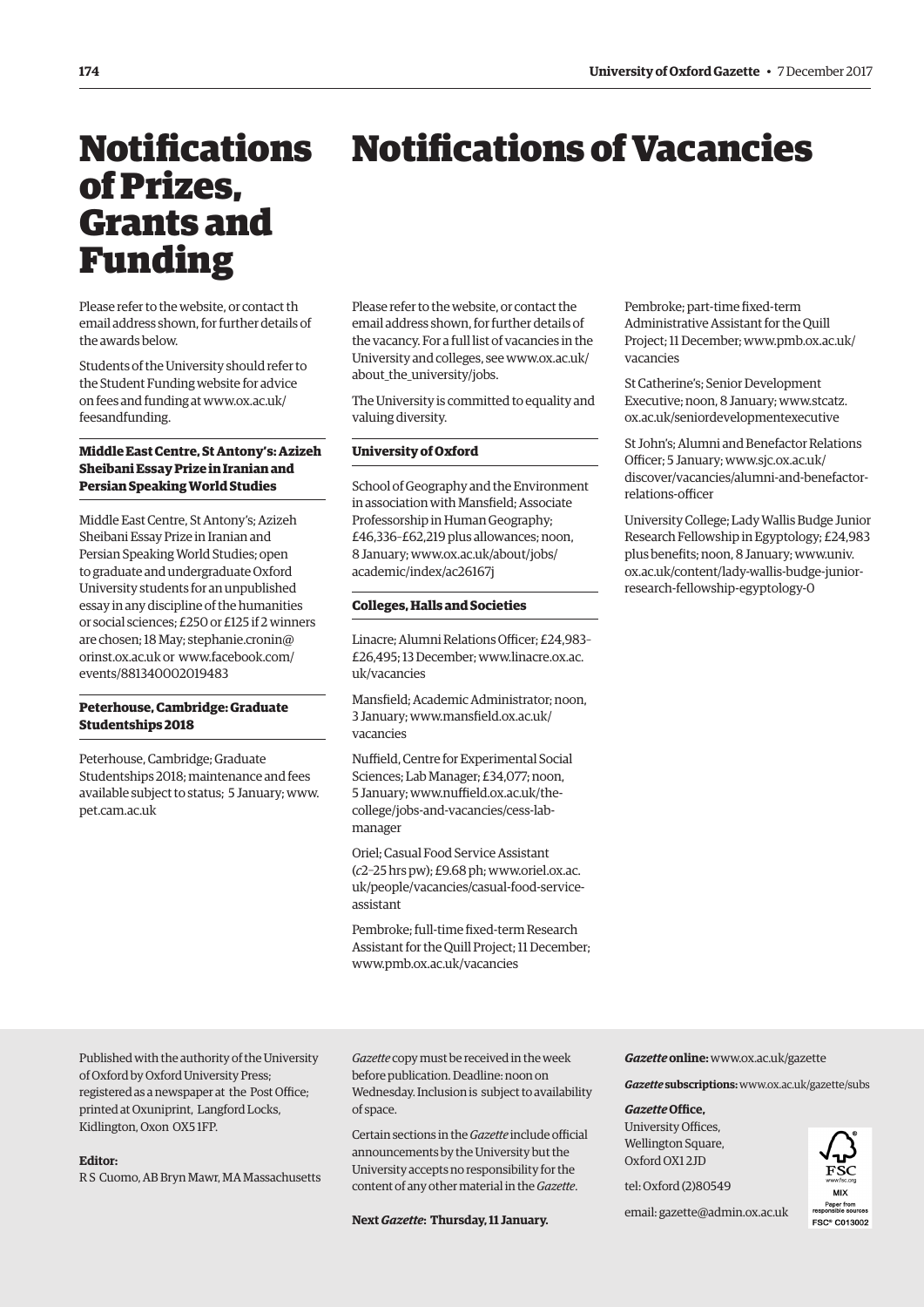# Notifications of Prizes, Grants and Funding

Please refer to the website, or contact th email address shown, for further details of the awards below.

Students of the University should refer to the Student Funding website for advice on fees and funding at www.ox.ac.uk/feesandfunding.

### Middle East Centre, St Antony's: Azizeh Sheibani Essay Prize in Iranian and Persian Speaking World Studies

Middle East Centre, St Antony's; Azizeh Sheibani Essay Prize in Iranian and Persian Speaking World Studies; open to graduate and undergraduate Oxford University students for an unpublished essay in any discipline of the humanities or social sciences; £250 or £125 if 2 winners are chosen; 18 May; stephanie.cronin@orinst.ox.ac.uk or www.facebook.com/events/881340002019483

### Peterhouse, Cambridge: Graduate Studentships 2018

Peterhouse, Cambridge; Graduate Studentships 2018; maintenance and fees available subject to status; 5 January; www.pet.cam.ac.uk

# Notifications of Vacancies

Please refer to the website, or contact the email address shown, for further details of the vacancy. For a full list of vacancies in the University and colleges, see www.ox.ac.uk/about_the_university/jobs.

The University is committed to equality and valuing diversity.

### University of Oxford

School of Geography and the Environment in association with Mansfield; Associate Professorship in Human Geography; £46,336–£62,219 plus allowances; noon, 8 January; www.ox.ac.uk/about/jobs/academic/index/ac26167j

### Colleges, Halls and Societies

Linacre; Alumni Relations Officer; £24,983–£26,495; 13 December; www.linacre.ox.ac.uk/vacancies

Mansfield; Academic Administrator; noon, 3 January; www.mansfield.ox.ac.uk/vacancies

Nuffield, Centre for Experimental Social Sciences; Lab Manager; £34,077; noon, 5 January; www.nuffield.ox.ac.uk/the-college/jobs-and-vacancies/cess-lab-manager

Oriel; Casual Food Service Assistant (*c*2–25 hrs pw); £9.68 ph; www.oriel.ox.ac.uk/people/vacancies/casual-food-service-assistant

Pembroke; full-time fixed-term Research Assistant for the Quill Project; 11 December; www.pmb.ox.ac.uk/vacancies

Pembroke; part-time fixed-term Administrative Assistant for the Quill Project; 11 December; www.pmb.ox.ac.uk/vacancies

St Catherine's; Senior Development Executive; noon, 8 January; www.stcatz.ox.ac.uk/seniordevelopmentexecutive

St John's; Alumni and Benefactor Relations Officer; 5 January; www.sjc.ox.ac.uk/discover/vacancies/alumni-and-benefactor-relations-officer

University College; Lady Wallis Budge Junior Research Fellowship in Egyptology; £24,983 plus benefits; noon, 8 January; www.univ.ox.ac.uk/content/lady-wallis-budge-junior-research-fellowship-egyptology-0

---

Published with the authority of the University of Oxford by Oxford University Press; registered as a newspaper at the Post Office; printed at Oxuniprint, Langford Locks, Kidlington, Oxon OX5 1FP.

**Editor:**
R S Cuomo, AB Bryn Mawr, MA Massachusetts

*Gazette* copy must be received in the week before publication. Deadline: noon on Wednesday. Inclusion is subject to availability of space.

Certain sections in the *Gazette* include official announcements by the University but the University accepts no responsibility for the content of any other material in the *Gazette*.

**Next *Gazette*: Thursday, 11 January.**

***Gazette* online:** www.ox.ac.uk/gazette

***Gazette* subscriptions:** www.ox.ac.uk/gazette/subs

***Gazette* Office,**
University Offices,
Wellington Square,
Oxford OX1 2JD

tel: Oxford (2)80549

email: gazette@admin.ox.ac.uk

FSC www.fsc.org MIX Paper from responsible sources FSC® C013002